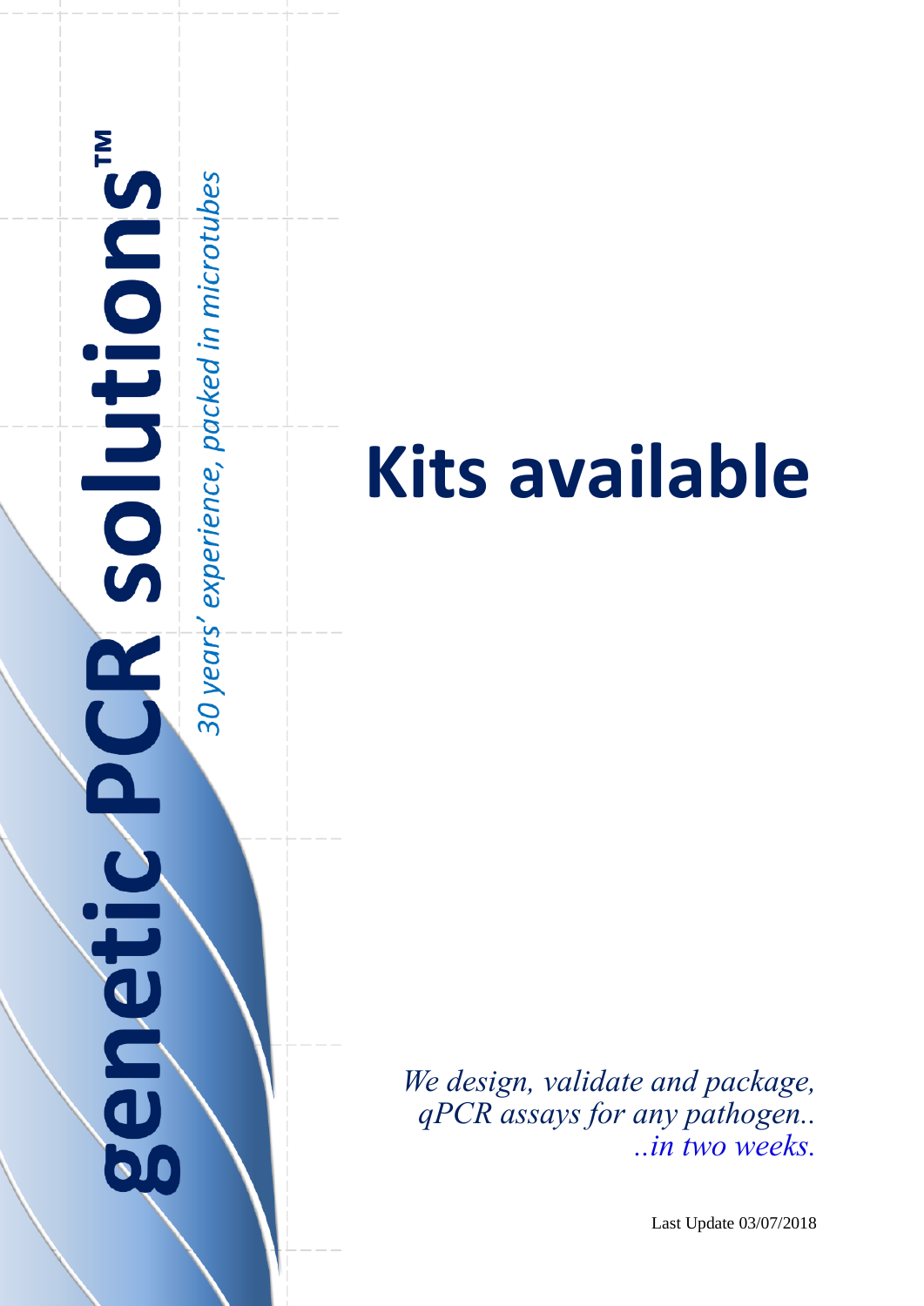**genetic PCR solutions™**

*30 years' experience, packed in microtubes*

# Kits available

*We design, validate and package, qPCR assays for any pathogen.. ..in two weeks.*

Last Update 03/07/2018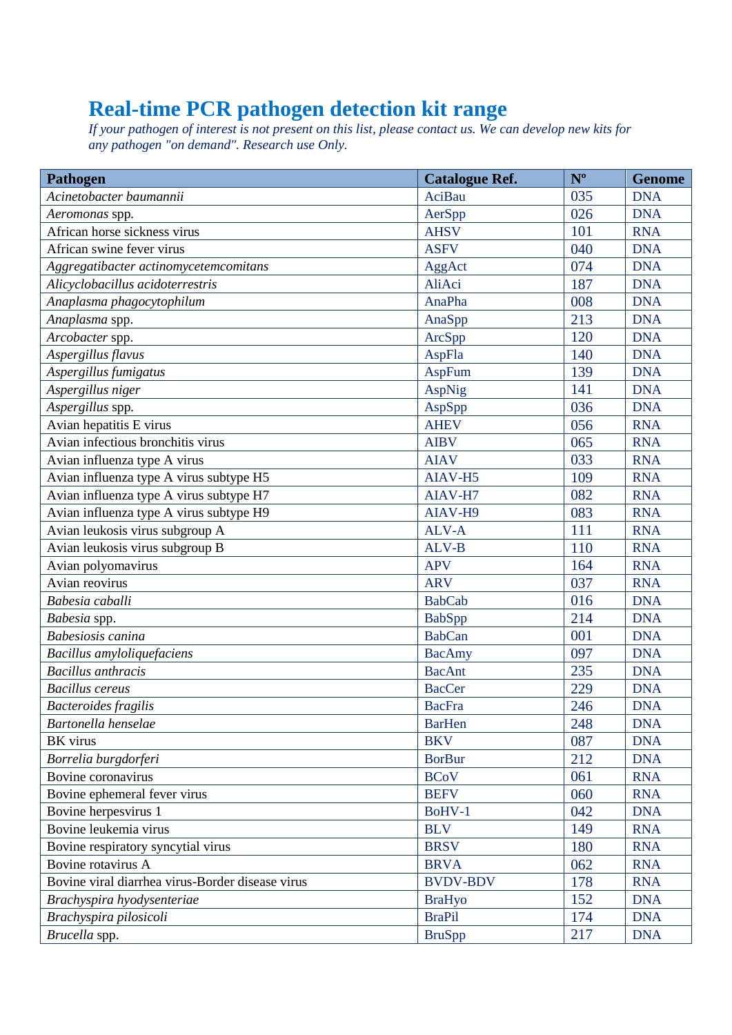# Real-time PCR pathogen detection kit range

*If your pathogen of interest is not present on this list, please contact us. We can develop new kits for any pathogen "on demand". Research use Only.*

| Pathogen | Catalogue Ref. | Nº | Genome |
|---|---|---|---|
| *Acinetobacter baumannii* | AciBau | 035 | DNA |
| *Aeromonas* spp. | AerSpp | 026 | DNA |
| African horse sickness virus | AHSV | 101 | RNA |
| African swine fever virus | ASFV | 040 | DNA |
| *Aggregatibacter actinomycetemcomitans* | AggAct | 074 | DNA |
| *Alicyclobacillus acidoterrestris* | AliAci | 187 | DNA |
| *Anaplasma phagocytophilum* | AnaPha | 008 | DNA |
| *Anaplasma* spp. | AnaSpp | 213 | DNA |
| *Arcobacter* spp. | ArcSpp | 120 | DNA |
| *Aspergillus flavus* | AspFla | 140 | DNA |
| *Aspergillus fumigatus* | AspFum | 139 | DNA |
| *Aspergillus niger* | AspNig | 141 | DNA |
| *Aspergillus* spp. | AspSpp | 036 | DNA |
| Avian hepatitis E virus | AHEV | 056 | RNA |
| Avian infectious bronchitis virus | AIBV | 065 | RNA |
| Avian influenza type A virus | AIAV | 033 | RNA |
| Avian influenza type A virus subtype H5 | AIAV-H5 | 109 | RNA |
| Avian influenza type A virus subtype H7 | AIAV-H7 | 082 | RNA |
| Avian influenza type A virus subtype H9 | AIAV-H9 | 083 | RNA |
| Avian leukosis virus subgroup A | ALV-A | 111 | RNA |
| Avian leukosis virus subgroup B | ALV-B | 110 | RNA |
| Avian polyomavirus | APV | 164 | RNA |
| Avian reovirus | ARV | 037 | RNA |
| *Babesia caballi* | BabCab | 016 | DNA |
| *Babesia* spp. | BabSpp | 214 | DNA |
| *Babesiosis canina* | BabCan | 001 | DNA |
| *Bacillus amyloliquefaciens* | BacAmy | 097 | DNA |
| *Bacillus anthracis* | BacAnt | 235 | DNA |
| *Bacillus cereus* | BacCer | 229 | DNA |
| *Bacteroides fragilis* | BacFra | 246 | DNA |
| *Bartonella henselae* | BarHen | 248 | DNA |
| BK virus | BKV | 087 | DNA |
| *Borrelia burgdorferi* | BorBur | 212 | DNA |
| Bovine coronavirus | BCoV | 061 | RNA |
| Bovine ephemeral fever virus | BEFV | 060 | RNA |
| Bovine herpesvirus 1 | BoHV-1 | 042 | DNA |
| Bovine leukemia virus | BLV | 149 | RNA |
| Bovine respiratory syncytial virus | BRSV | 180 | RNA |
| Bovine rotavirus A | BRVA | 062 | RNA |
| Bovine viral diarrhea virus-Border disease virus | BVDV-BDV | 178 | RNA |
| *Brachyspira hyodysenteriae* | BraHyo | 152 | DNA |
| *Brachyspira pilosicoli* | BraPil | 174 | DNA |
| *Brucella* spp. | BruSpp | 217 | DNA |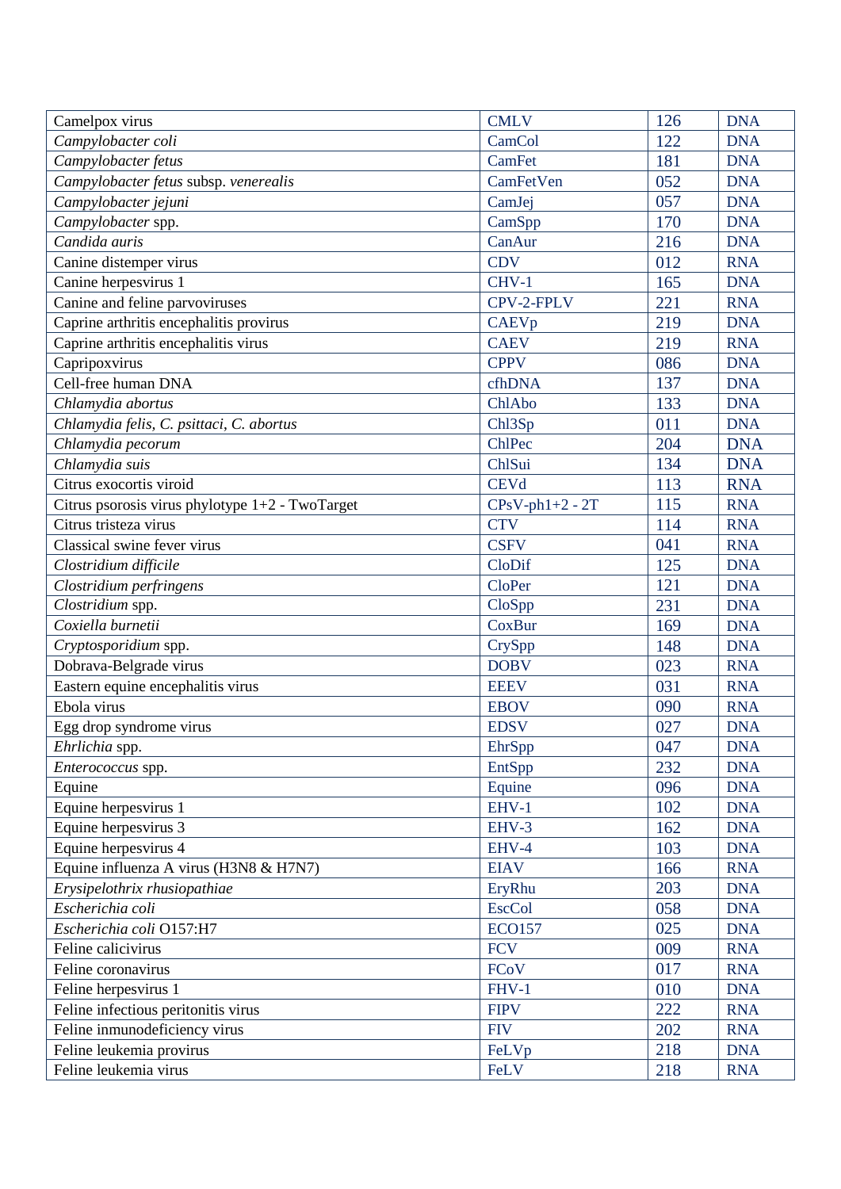| Camelpox virus | CMLV | 126 | DNA |
|---|---|---|---|
| *Campylobacter coli* | CamCol | 122 | DNA |
| *Campylobacter fetus* | CamFet | 181 | DNA |
| *Campylobacter fetus* subsp. *venerealis* | CamFetVen | 052 | DNA |
| *Campylobacter jejuni* | CamJej | 057 | DNA |
| *Campylobacter* spp. | CamSpp | 170 | DNA |
| *Candida auris* | CanAur | 216 | DNA |
| Canine distemper virus | CDV | 012 | RNA |
| Canine herpesvirus 1 | CHV-1 | 165 | DNA |
| Canine and feline parvoviruses | CPV-2-FPLV | 221 | RNA |
| Caprine arthritis encephalitis provirus | CAEVp | 219 | DNA |
| Caprine arthritis encephalitis virus | CAEV | 219 | RNA |
| Capripoxvirus | CPPV | 086 | DNA |
| Cell-free human DNA | cfhDNA | 137 | DNA |
| *Chlamydia abortus* | ChlAbo | 133 | DNA |
| *Chlamydia felis, C. psittaci, C. abortus* | Chl3Sp | 011 | DNA |
| *Chlamydia pecorum* | ChlPec | 204 | DNA |
| *Chlamydia suis* | ChlSui | 134 | DNA |
| Citrus exocortis viroid | CEVd | 113 | RNA |
| Citrus psorosis virus phylotype 1+2 - TwoTarget | CPsV-ph1+2 - 2T | 115 | RNA |
| Citrus tristeza virus | CTV | 114 | RNA |
| Classical swine fever virus | CSFV | 041 | RNA |
| *Clostridium difficile* | CloDif | 125 | DNA |
| *Clostridium perfringens* | CloPer | 121 | DNA |
| *Clostridium* spp. | CloSpp | 231 | DNA |
| *Coxiella burnetii* | CoxBur | 169 | DNA |
| *Cryptosporidium* spp. | CrySpp | 148 | DNA |
| Dobrava-Belgrade virus | DOBV | 023 | RNA |
| Eastern equine encephalitis virus | EEEV | 031 | RNA |
| Ebola virus | EBOV | 090 | RNA |
| Egg drop syndrome virus | EDSV | 027 | DNA |
| *Ehrlichia* spp. | EhrSpp | 047 | DNA |
| *Enterococcus* spp. | EntSpp | 232 | DNA |
| Equine | Equine | 096 | DNA |
| Equine herpesvirus 1 | EHV-1 | 102 | DNA |
| Equine herpesvirus 3 | EHV-3 | 162 | DNA |
| Equine herpesvirus 4 | EHV-4 | 103 | DNA |
| Equine influenza A virus (H3N8 & H7N7) | EIAV | 166 | RNA |
| *Erysipelothrix rhusiopathiae* | EryRhu | 203 | DNA |
| *Escherichia coli* | EscCol | 058 | DNA |
| *Escherichia coli* O157:H7 | ECO157 | 025 | DNA |
| Feline calicivirus | FCV | 009 | RNA |
| Feline coronavirus | FCoV | 017 | RNA |
| Feline herpesvirus 1 | FHV-1 | 010 | DNA |
| Feline infectious peritonitis virus | FIPV | 222 | RNA |
| Feline inmunodeficiency virus | FIV | 202 | RNA |
| Feline leukemia provirus | FeLVp | 218 | DNA |
| Feline leukemia virus | FeLV | 218 | RNA |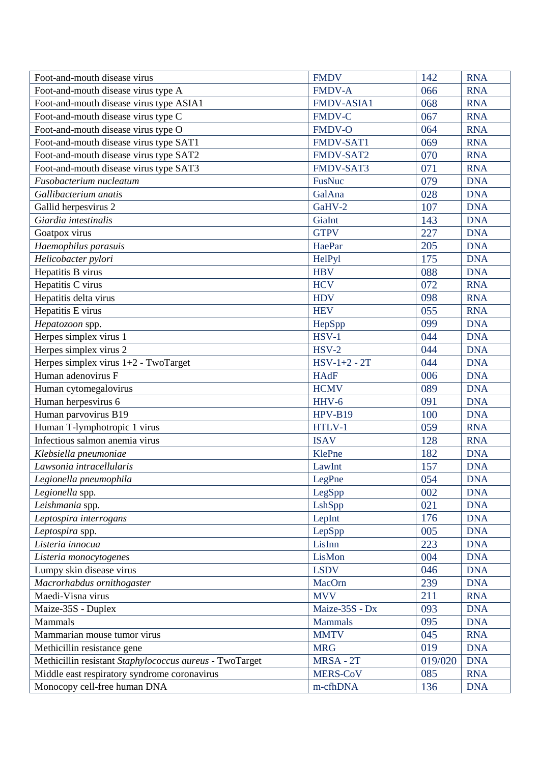| | | | |
|---|---|---|---|
| Foot-and-mouth disease virus | FMDV | 142 | RNA |
| Foot-and-mouth disease virus type A | FMDV-A | 066 | RNA |
| Foot-and-mouth disease virus type ASIA1 | FMDV-ASIA1 | 068 | RNA |
| Foot-and-mouth disease virus type C | FMDV-C | 067 | RNA |
| Foot-and-mouth disease virus type O | FMDV-O | 064 | RNA |
| Foot-and-mouth disease virus type SAT1 | FMDV-SAT1 | 069 | RNA |
| Foot-and-mouth disease virus type SAT2 | FMDV-SAT2 | 070 | RNA |
| Foot-and-mouth disease virus type SAT3 | FMDV-SAT3 | 071 | RNA |
| *Fusobacterium nucleatum* | FusNuc | 079 | DNA |
| *Gallibacterium anatis* | GalAna | 028 | DNA |
| Gallid herpesvirus 2 | GaHV-2 | 107 | DNA |
| *Giardia intestinalis* | GiaInt | 143 | DNA |
| Goatpox virus | GTPV | 227 | DNA |
| *Haemophilus parasuis* | HaePar | 205 | DNA |
| *Helicobacter pylori* | HelPyl | 175 | DNA |
| Hepatitis B virus | HBV | 088 | DNA |
| Hepatitis C virus | HCV | 072 | RNA |
| Hepatitis delta virus | HDV | 098 | RNA |
| Hepatitis E virus | HEV | 055 | RNA |
| *Hepatozoon* spp. | HepSpp | 099 | DNA |
| Herpes simplex virus 1 | HSV-1 | 044 | DNA |
| Herpes simplex virus 2 | HSV-2 | 044 | DNA |
| Herpes simplex virus 1+2 - TwoTarget | HSV-1+2 - 2T | 044 | DNA |
| Human adenovirus F | HAdF | 006 | DNA |
| Human cytomegalovirus | HCMV | 089 | DNA |
| Human herpesvirus 6 | HHV-6 | 091 | DNA |
| Human parvovirus B19 | HPV-B19 | 100 | DNA |
| Human T-lymphotropic 1 virus | HTLV-1 | 059 | RNA |
| Infectious salmon anemia virus | ISAV | 128 | RNA |
| *Klebsiella pneumoniae* | KlePne | 182 | DNA |
| *Lawsonia intracellularis* | LawInt | 157 | DNA |
| *Legionella pneumophila* | LegPne | 054 | DNA |
| *Legionella* spp. | LegSpp | 002 | DNA |
| *Leishmania* spp. | LshSpp | 021 | DNA |
| *Leptospira interrogans* | LepInt | 176 | DNA |
| *Leptospira* spp. | LepSpp | 005 | DNA |
| *Listeria innocua* | LisInn | 223 | DNA |
| *Listeria monocytogenes* | LisMon | 004 | DNA |
| Lumpy skin disease virus | LSDV | 046 | DNA |
| *Macrorhabdus ornithogaster* | MacOrn | 239 | DNA |
| Maedi-Visna virus | MVV | 211 | RNA |
| Maize-35S - Duplex | Maize-35S - Dx | 093 | DNA |
| Mammals | Mammals | 095 | DNA |
| Mammarian mouse tumor virus | MMTV | 045 | RNA |
| Methicillin resistance gene | MRG | 019 | DNA |
| Methicillin resistant *Staphylococcus aureus* - TwoTarget | MRSA - 2T | 019/020 | DNA |
| Middle east respiratory syndrome coronavirus | MERS-CoV | 085 | RNA |
| Monocopy cell-free human DNA | m-cfhDNA | 136 | DNA |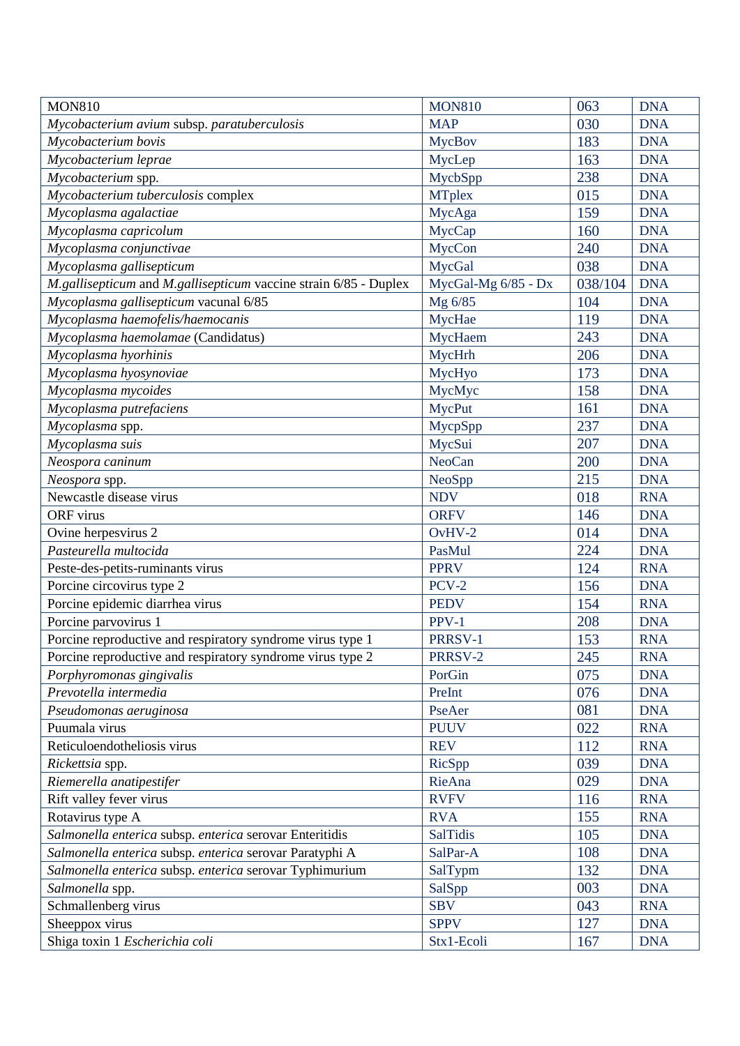| MON810 | MON810 | 063 | DNA |
|---|---|---|---|
| *Mycobacterium avium* subsp. *paratuberculosis* | MAP | 030 | DNA |
| *Mycobacterium bovis* | MycBov | 183 | DNA |
| *Mycobacterium leprae* | MycLep | 163 | DNA |
| *Mycobacterium* spp. | MycbSpp | 238 | DNA |
| *Mycobacterium tuberculosis* complex | MTplex | 015 | DNA |
| *Mycoplasma agalactiae* | MycAga | 159 | DNA |
| *Mycoplasma capricolum* | MycCap | 160 | DNA |
| *Mycoplasma conjunctivae* | MycCon | 240 | DNA |
| *Mycoplasma gallisepticum* | MycGal | 038 | DNA |
| *M.gallisepticum* and *M.gallisepticum* vaccine strain 6/85 - Duplex | MycGal-Mg 6/85 - Dx | 038/104 | DNA |
| *Mycoplasma gallisepticum* vacunal 6/85 | Mg 6/85 | 104 | DNA |
| *Mycoplasma haemofelis/haemocanis* | MycHae | 119 | DNA |
| *Mycoplasma haemolamae* (Candidatus) | MycHaem | 243 | DNA |
| *Mycoplasma hyorhinis* | MycHrh | 206 | DNA |
| *Mycoplasma hyosynoviae* | MycHyo | 173 | DNA |
| *Mycoplasma mycoides* | MycMyc | 158 | DNA |
| *Mycoplasma putrefaciens* | MycPut | 161 | DNA |
| *Mycoplasma* spp. | MycpSpp | 237 | DNA |
| *Mycoplasma suis* | MycSui | 207 | DNA |
| *Neospora caninum* | NeoCan | 200 | DNA |
| *Neospora* spp. | NeoSpp | 215 | DNA |
| Newcastle disease virus | NDV | 018 | RNA |
| ORF virus | ORFV | 146 | DNA |
| Ovine herpesvirus 2 | OvHV-2 | 014 | DNA |
| *Pasteurella multocida* | PasMul | 224 | DNA |
| Peste-des-petits-ruminants virus | PPRV | 124 | RNA |
| Porcine circovirus type 2 | PCV-2 | 156 | DNA |
| Porcine epidemic diarrhea virus | PEDV | 154 | RNA |
| Porcine parvovirus 1 | PPV-1 | 208 | DNA |
| Porcine reproductive and respiratory syndrome virus type 1 | PRRSV-1 | 153 | RNA |
| Porcine reproductive and respiratory syndrome virus type 2 | PRRSV-2 | 245 | RNA |
| *Porphyromonas gingivalis* | PorGin | 075 | DNA |
| *Prevotella intermedia* | PreInt | 076 | DNA |
| *Pseudomonas aeruginosa* | PseAer | 081 | DNA |
| Puumala virus | PUUV | 022 | RNA |
| Reticuloendotheliosis virus | REV | 112 | RNA |
| *Rickettsia* spp. | RicSpp | 039 | DNA |
| *Riemerella anatipestifer* | RieAna | 029 | DNA |
| Rift valley fever virus | RVFV | 116 | RNA |
| Rotavirus type A | RVA | 155 | RNA |
| *Salmonella enterica* subsp. *enterica* serovar Enteritidis | SalTidis | 105 | DNA |
| *Salmonella enterica* subsp. *enterica* serovar Paratyphi A | SalPar-A | 108 | DNA |
| *Salmonella enterica* subsp. *enterica* serovar Typhimurium | SalTypm | 132 | DNA |
| *Salmonella* spp. | SalSpp | 003 | DNA |
| Schmallenberg virus | SBV | 043 | RNA |
| Sheeppox virus | SPPV | 127 | DNA |
| Shiga toxin 1 *Escherichia coli* | Stx1-Ecoli | 167 | DNA |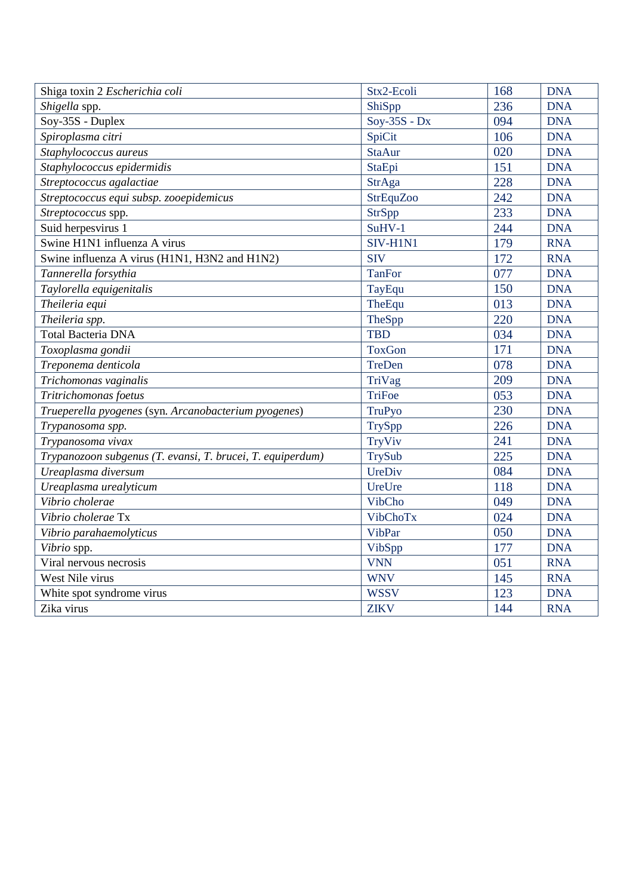| | | | |
|---|---|---|---|
| Shiga toxin 2 *Escherichia coli* | Stx2-Ecoli | 168 | DNA |
| *Shigella* spp. | ShiSpp | 236 | DNA |
| Soy-35S - Duplex | Soy-35S - Dx | 094 | DNA |
| *Spiroplasma citri* | SpiCit | 106 | DNA |
| *Staphylococcus aureus* | StaAur | 020 | DNA |
| *Staphylococcus epidermidis* | StaEpi | 151 | DNA |
| *Streptococcus agalactiae* | StrAga | 228 | DNA |
| *Streptococcus equi subsp. zooepidemicus* | StrEquZoo | 242 | DNA |
| *Streptococcus* spp. | StrSpp | 233 | DNA |
| Suid herpesvirus 1 | SuHV-1 | 244 | DNA |
| Swine H1N1 influenza A virus | SIV-H1N1 | 179 | RNA |
| Swine influenza A virus (H1N1, H3N2 and H1N2) | SIV | 172 | RNA |
| *Tannerella forsythia* | TanFor | 077 | DNA |
| *Taylorella equigenitalis* | TayEqu | 150 | DNA |
| *Theileria equi* | TheEqu | 013 | DNA |
| *Theileria spp.* | TheSpp | 220 | DNA |
| Total Bacteria DNA | TBD | 034 | DNA |
| *Toxoplasma gondii* | ToxGon | 171 | DNA |
| *Treponema denticola* | TreDen | 078 | DNA |
| *Trichomonas vaginalis* | TriVag | 209 | DNA |
| *Tritrichomonas foetus* | TriFoe | 053 | DNA |
| *Trueperella pyogenes* (syn. *Arcanobacterium pyogenes*) | TruPyo | 230 | DNA |
| *Trypanosoma spp.* | TrySpp | 226 | DNA |
| *Trypanosoma vivax* | TryViv | 241 | DNA |
| *Trypanozoon subgenus (T. evansi, T. brucei, T. equiperdum)* | TrySub | 225 | DNA |
| *Ureaplasma diversum* | UreDiv | 084 | DNA |
| *Ureaplasma urealyticum* | UreUre | 118 | DNA |
| *Vibrio cholerae* | VibCho | 049 | DNA |
| *Vibrio cholerae* Tx | VibChoTx | 024 | DNA |
| *Vibrio parahaemolyticus* | VibPar | 050 | DNA |
| *Vibrio* spp. | VibSpp | 177 | DNA |
| Viral nervous necrosis | VNN | 051 | RNA |
| West Nile virus | WNV | 145 | RNA |
| White spot syndrome virus | WSSV | 123 | DNA |
| Zika virus | ZIKV | 144 | RNA |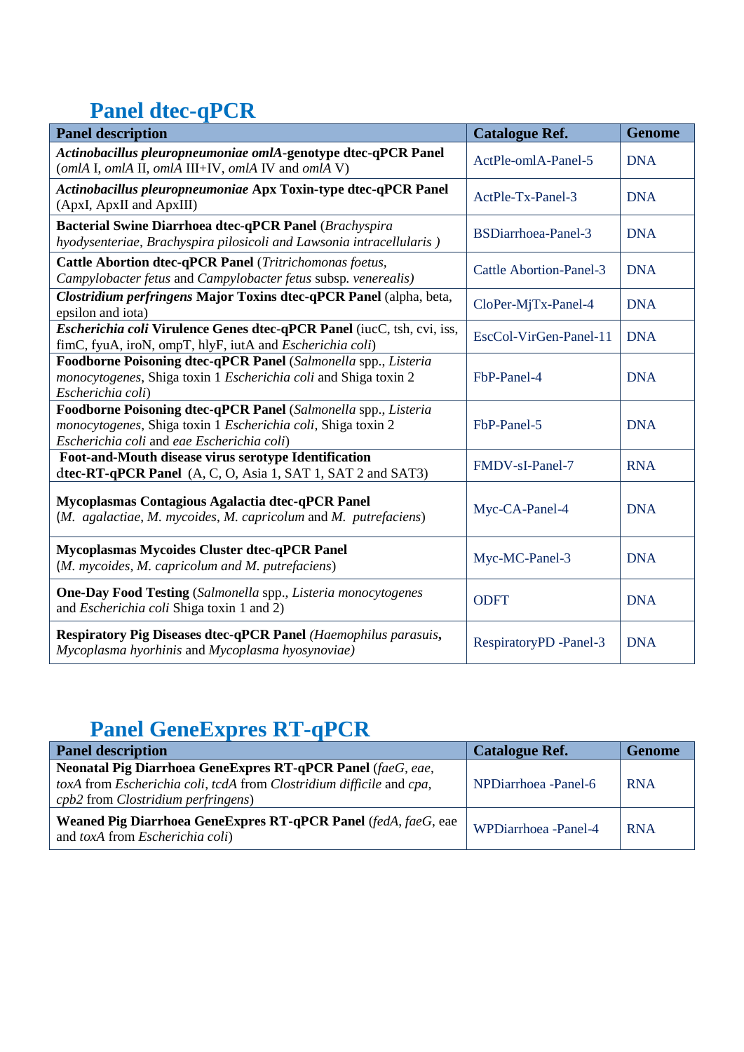## Panel dtec-qPCR

| Panel description | Catalogue Ref. | Genome |
|---|---|---|
| ***Actinobacillus pleuropneumoniae omlA*-genotype dtec-qPCR Panel** (*omlA* I, *omlA* II, *omlA* III+IV, *omlA* IV and *omlA* V) | ActPle-omlA-Panel-5 | DNA |
| ***Actinobacillus pleuropneumoniae* Apx Toxin-type dtec-qPCR Panel** (ApxI, ApxII and ApxIII) | ActPle-Tx-Panel-3 | DNA |
| **Bacterial Swine Diarrhoea dtec-qPCR Panel** (*Brachyspira hyodysenteriae*, *Brachyspira pilosicoli and Lawsonia intracellularis )* | BSDiarrhoea-Panel-3 | DNA |
| **Cattle Abortion dtec-qPCR Panel** (*Tritrichomonas foetus*, *Campylobacter fetus* and *Campylobacter fetus* subsp. *venerealis)* | Cattle Abortion-Panel-3 | DNA |
| ***Clostridium perfringens* Major Toxins dtec-qPCR Panel** (alpha, beta, epsilon and iota) | CloPer-MjTx-Panel-4 | DNA |
| ***Escherichia coli* Virulence Genes dtec-qPCR Panel** (iucC, tsh, cvi, iss, fimC, fyuA, iroN, ompT, hlyF, iutA and *Escherichia coli*) | EscCol-VirGen-Panel-11 | DNA |
| **Foodborne Poisoning dtec-qPCR Panel** (*Salmonella* spp., *Listeria monocytogenes*, Shiga toxin 1 *Escherichia coli* and Shiga toxin 2 *Escherichia coli*) | FbP-Panel-4 | DNA |
| **Foodborne Poisoning dtec-qPCR Panel** (*Salmonella* spp., *Listeria monocytogenes*, Shiga toxin 1 *Escherichia coli*, Shiga toxin 2 *Escherichia coli* and *eae Escherichia coli*) | FbP-Panel-5 | DNA |
| **Foot-and-Mouth disease virus serotype Identification dtec-RT-qPCR Panel** (A, C, O, Asia 1, SAT 1, SAT 2 and SAT3) | FMDV-sI-Panel-7 | RNA |
| **Mycoplasmas Contagious Agalactia dtec-qPCR Panel** (*M. agalactiae*, *M. mycoides*, *M. capricolum* and *M. putrefaciens*) | Myc-CA-Panel-4 | DNA |
| **Mycoplasmas Mycoides Cluster dtec-qPCR Panel** (*M. mycoides*, *M. capricolum and M. putrefaciens*) | Myc-MC-Panel-3 | DNA |
| **One-Day Food Testing** (*Salmonella* spp., *Listeria monocytogenes* and *Escherichia coli* Shiga toxin 1 and 2) | ODFT | DNA |
| **Respiratory Pig Diseases dtec-qPCR Panel** *(Haemophilus parasuis*, *Mycoplasma hyorhinis* and *Mycoplasma hyosynoviae)* | RespiratoryPD -Panel-3 | DNA |

## Panel GeneExpres RT-qPCR

| Panel description | Catalogue Ref. | Genome |
|---|---|---|
| **Neonatal Pig Diarrhoea GeneExpres RT-qPCR Panel** (*faeG*, *eae*, *toxA* from *Escherichia coli*, *tcdA* from *Clostridium difficile* and *cpa*, *cpb2* from *Clostridium perfringens*) | NPDiarrhoea -Panel-6 | RNA |
| **Weaned Pig Diarrhoea GeneExpres RT-qPCR Panel** (*fedA*, *faeG*, eae and *toxA* from *Escherichia coli*) | WPDiarrhoea -Panel-4 | RNA |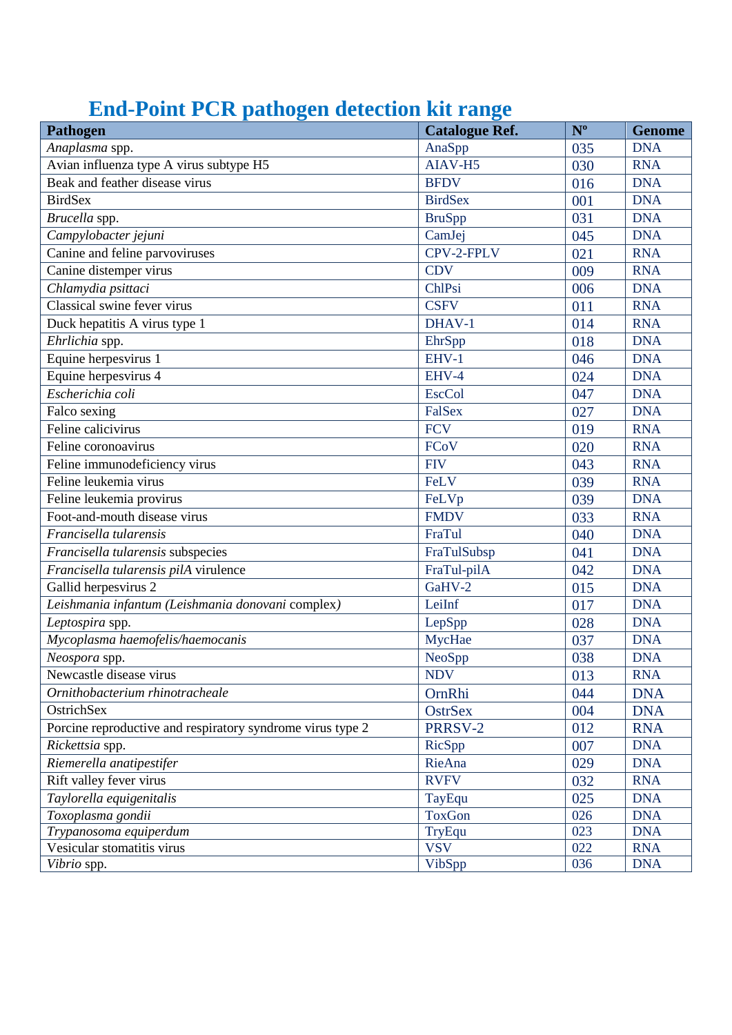# End-Point PCR pathogen detection kit range

| Pathogen | Catalogue Ref. | Nº | Genome |
|---|---|---|---|
| *Anaplasma* spp. | AnaSpp | 035 | DNA |
| Avian influenza type A virus subtype H5 | AIAV-H5 | 030 | RNA |
| Beak and feather disease virus | BFDV | 016 | DNA |
| BirdSex | BirdSex | 001 | DNA |
| *Brucella* spp. | BruSpp | 031 | DNA |
| *Campylobacter jejuni* | CamJej | 045 | DNA |
| Canine and feline parvoviruses | CPV-2-FPLV | 021 | RNA |
| Canine distemper virus | CDV | 009 | RNA |
| *Chlamydia psittaci* | ChlPsi | 006 | DNA |
| Classical swine fever virus | CSFV | 011 | RNA |
| Duck hepatitis A virus type 1 | DHAV-1 | 014 | RNA |
| *Ehrlichia* spp. | EhrSpp | 018 | DNA |
| Equine herpesvirus 1 | EHV-1 | 046 | DNA |
| Equine herpesvirus 4 | EHV-4 | 024 | DNA |
| *Escherichia coli* | EscCol | 047 | DNA |
| Falco sexing | FalSex | 027 | DNA |
| Feline calicivirus | FCV | 019 | RNA |
| Feline coronoavirus | FCoV | 020 | RNA |
| Feline immunodeficiency virus | FIV | 043 | RNA |
| Feline leukemia virus | FeLV | 039 | RNA |
| Feline leukemia provirus | FeLVp | 039 | DNA |
| Foot-and-mouth disease virus | FMDV | 033 | RNA |
| *Francisella tularensis* | FraTul | 040 | DNA |
| *Francisella tularensis* subspecies | FraTulSubsp | 041 | DNA |
| *Francisella tularensis pilA* virulence | FraTul-pilA | 042 | DNA |
| Gallid herpesvirus 2 | GaHV-2 | 015 | DNA |
| *Leishmania infantum (Leishmania donovani* complex*)* | LeiInf | 017 | DNA |
| *Leptospira* spp. | LepSpp | 028 | DNA |
| *Mycoplasma haemofelis/haemocanis* | MycHae | 037 | DNA |
| *Neospora* spp. | NeoSpp | 038 | DNA |
| Newcastle disease virus | NDV | 013 | RNA |
| *Ornithobacterium rhinotracheale* | OrnRhi | 044 | DNA |
| OstrichSex | OstrSex | 004 | DNA |
| Porcine reproductive and respiratory syndrome virus type 2 | PRRSV-2 | 012 | RNA |
| *Rickettsia* spp. | RicSpp | 007 | DNA |
| *Riemerella anatipestifer* | RieAna | 029 | DNA |
| Rift valley fever virus | RVFV | 032 | RNA |
| *Taylorella equigenitalis* | TayEqu | 025 | DNA |
| *Toxoplasma gondii* | ToxGon | 026 | DNA |
| *Trypanosoma equiperdum* | TryEqu | 023 | DNA |
| Vesicular stomatitis virus | VSV | 022 | RNA |
| *Vibrio* spp. | VibSpp | 036 | DNA |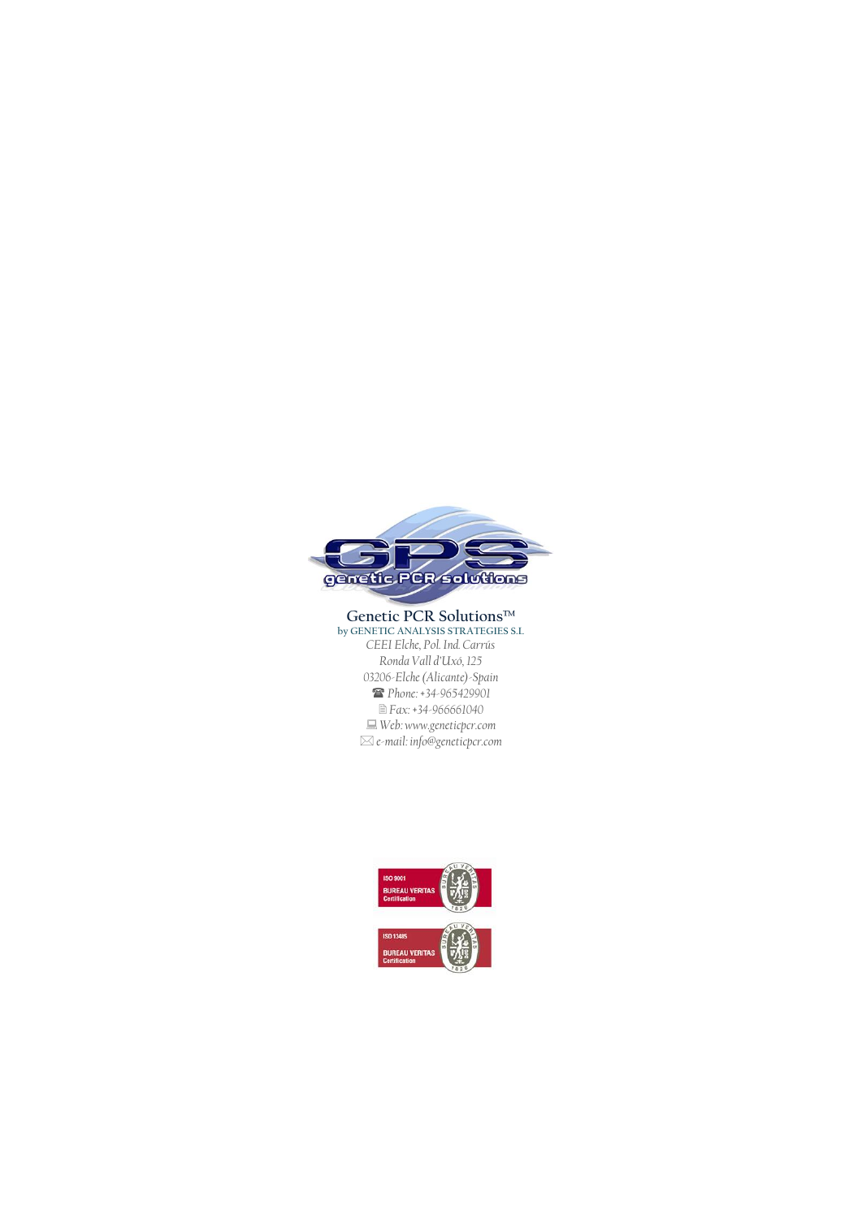Genetic PCR Solutions™

by GENETIC ANALYSIS STRATEGIES S.L

*CEEI Elche, Pol. Ind. Carrús*

*Ronda Vall d'Uxó, 125*

*03206-Elche (Alicante)-Spain*

*Phone: +34-965429901*

*Fax: +34-966661040*

*Web: www.geneticpcr.com*

*e-mail: info@geneticpcr.com*

ISO 9001 BUREAU VERITAS Certification

ISO 13485 BUREAU VERITAS Certification